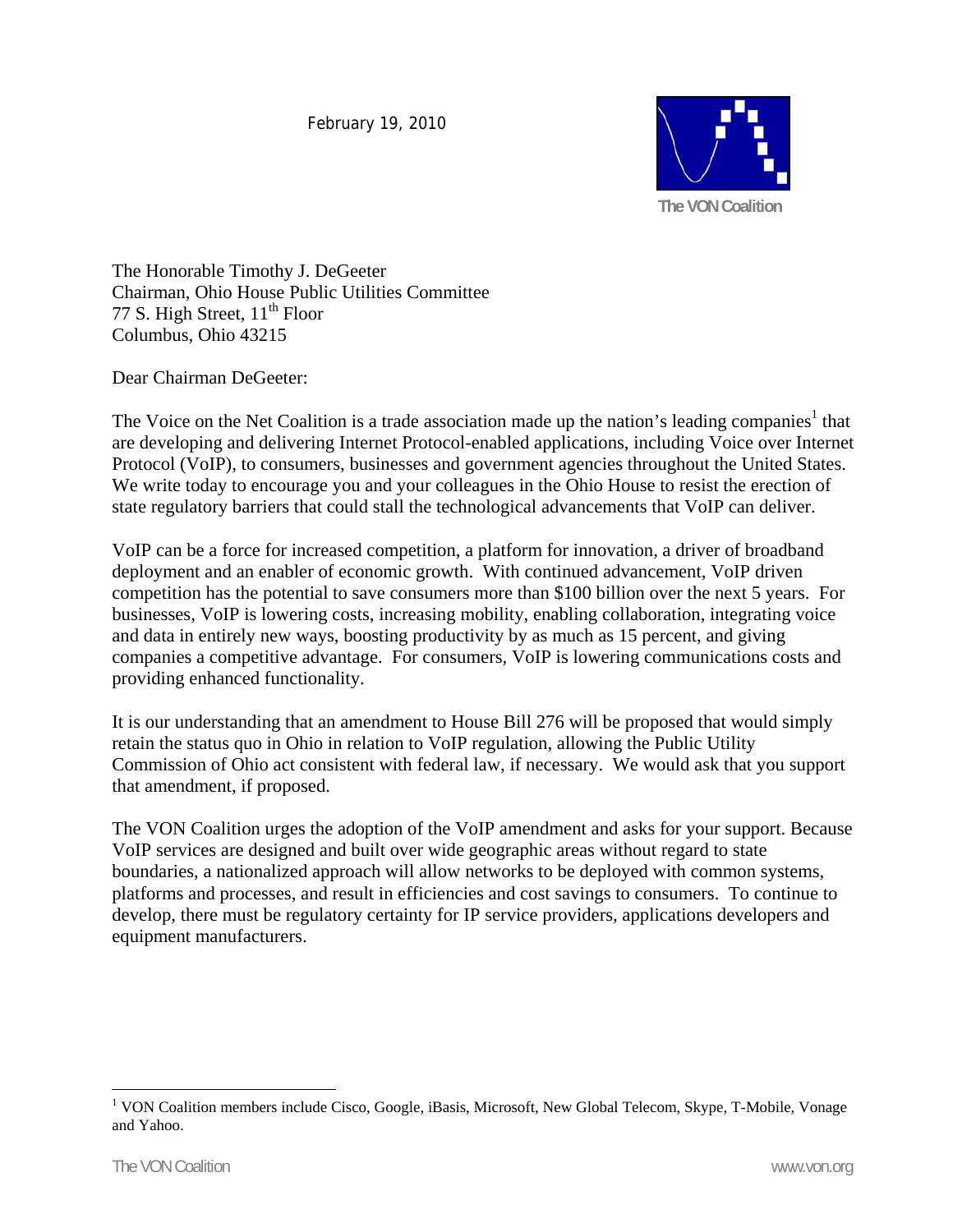February 19, 2010

The VON Coalition

The Honorable Timothy J. DeGeeter
Chairman, Ohio House Public Utilities Committee
77 S. High Street, 11th Floor
Columbus, Ohio 43215

Dear Chairman DeGeeter:

The Voice on the Net Coalition is a trade association made up the nation's leading companies[1] that are developing and delivering Internet Protocol-enabled applications, including Voice over Internet Protocol (VoIP), to consumers, businesses and government agencies throughout the United States. We write today to encourage you and your colleagues in the Ohio House to resist the erection of state regulatory barriers that could stall the technological advancements that VoIP can deliver.

VoIP can be a force for increased competition, a platform for innovation, a driver of broadband deployment and an enabler of economic growth. With continued advancement, VoIP driven competition has the potential to save consumers more than $100 billion over the next 5 years. For businesses, VoIP is lowering costs, increasing mobility, enabling collaboration, integrating voice and data in entirely new ways, boosting productivity by as much as 15 percent, and giving companies a competitive advantage. For consumers, VoIP is lowering communications costs and providing enhanced functionality.

It is our understanding that an amendment to House Bill 276 will be proposed that would simply retain the status quo in Ohio in relation to VoIP regulation, allowing the Public Utility Commission of Ohio act consistent with federal law, if necessary. We would ask that you support that amendment, if proposed.

The VON Coalition urges the adoption of the VoIP amendment and asks for your support. Because VoIP services are designed and built over wide geographic areas without regard to state boundaries, a nationalized approach will allow networks to be deployed with common systems, platforms and processes, and result in efficiencies and cost savings to consumers. To continue to develop, there must be regulatory certainty for IP service providers, applications developers and equipment manufacturers.

[1] VON Coalition members include Cisco, Google, iBasis, Microsoft, New Global Telecom, Skype, T-Mobile, Vonage and Yahoo.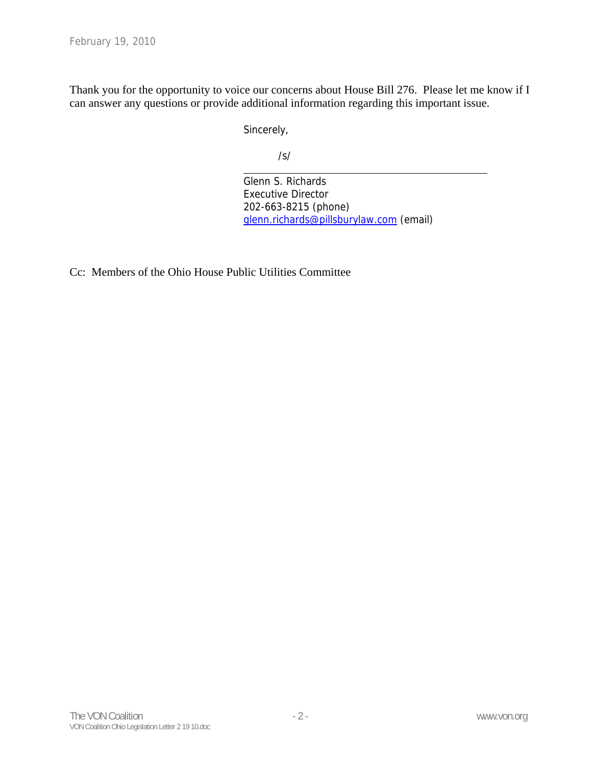Thank you for the opportunity to voice our concerns about House Bill 276. Please let me know if I can answer any questions or provide additional information regarding this important issue.

Sincerely,

/s/

Glenn S. Richards
Executive Director
202-663-8215 (phone)
glenn.richards@pillsburylaw.com (email)

Cc: Members of the Ohio House Public Utilities Committee